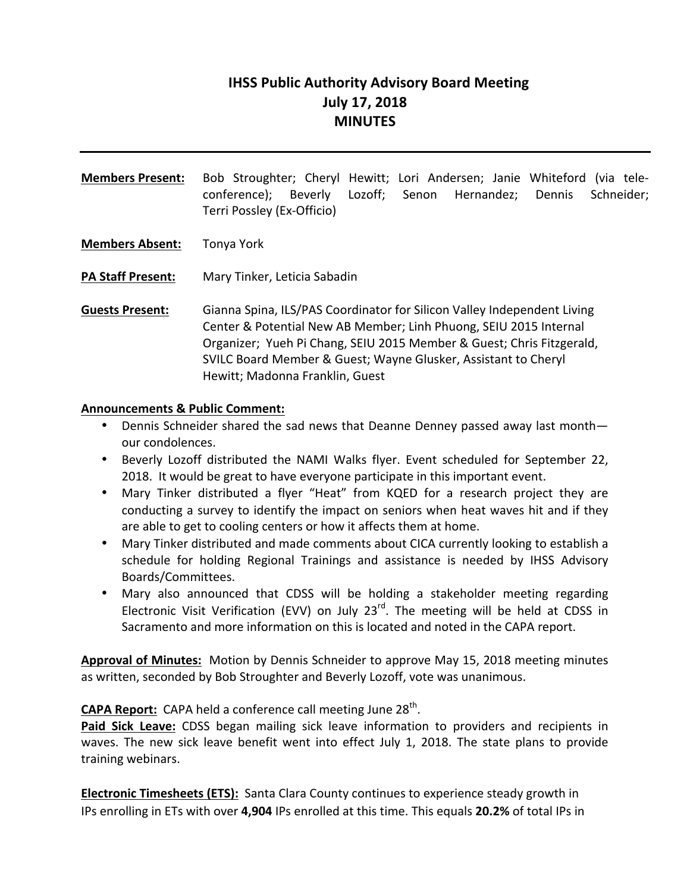# IHSS Public Authority Advisory Board Meeting
## July 17, 2018
## MINUTES

**Members Present:** Bob Stroughter; Cheryl Hewitt; Lori Andersen; Janie Whiteford (via tele-conference); Beverly Lozoff; Senon Hernandez; Dennis Schneider; Terri Possley (Ex-Officio)

**Members Absent:** Tonya York

**PA Staff Present:** Mary Tinker, Leticia Sabadin

**Guests Present:** Gianna Spina, ILS/PAS Coordinator for Silicon Valley Independent Living Center & Potential New AB Member; Linh Phuong, SEIU 2015 Internal Organizer; Yueh Pi Chang, SEIU 2015 Member & Guest; Chris Fitzgerald, SVILC Board Member & Guest; Wayne Glusker, Assistant to Cheryl Hewitt; Madonna Franklin, Guest

**Announcements & Public Comment:**

- Dennis Schneider shared the sad news that Deanne Denney passed away last month—our condolences.
- Beverly Lozoff distributed the NAMI Walks flyer. Event scheduled for September 22, 2018. It would be great to have everyone participate in this important event.
- Mary Tinker distributed a flyer "Heat" from KQED for a research project they are conducting a survey to identify the impact on seniors when heat waves hit and if they are able to get to cooling centers or how it affects them at home.
- Mary Tinker distributed and made comments about CICA currently looking to establish a schedule for holding Regional Trainings and assistance is needed by IHSS Advisory Boards/Committees.
- Mary also announced that CDSS will be holding a stakeholder meeting regarding Electronic Visit Verification (EVV) on July 23rd. The meeting will be held at CDSS in Sacramento and more information on this is located and noted in the CAPA report.

**Approval of Minutes:** Motion by Dennis Schneider to approve May 15, 2018 meeting minutes as written, seconded by Bob Stroughter and Beverly Lozoff, vote was unanimous.

**CAPA Report:** CAPA held a conference call meeting June 28th.

**Paid Sick Leave:** CDSS began mailing sick leave information to providers and recipients in waves. The new sick leave benefit went into effect July 1, 2018. The state plans to provide training webinars.

**Electronic Timesheets (ETS):** Santa Clara County continues to experience steady growth in IPs enrolling in ETs with over **4,904** IPs enrolled at this time. This equals **20.2%** of total IPs in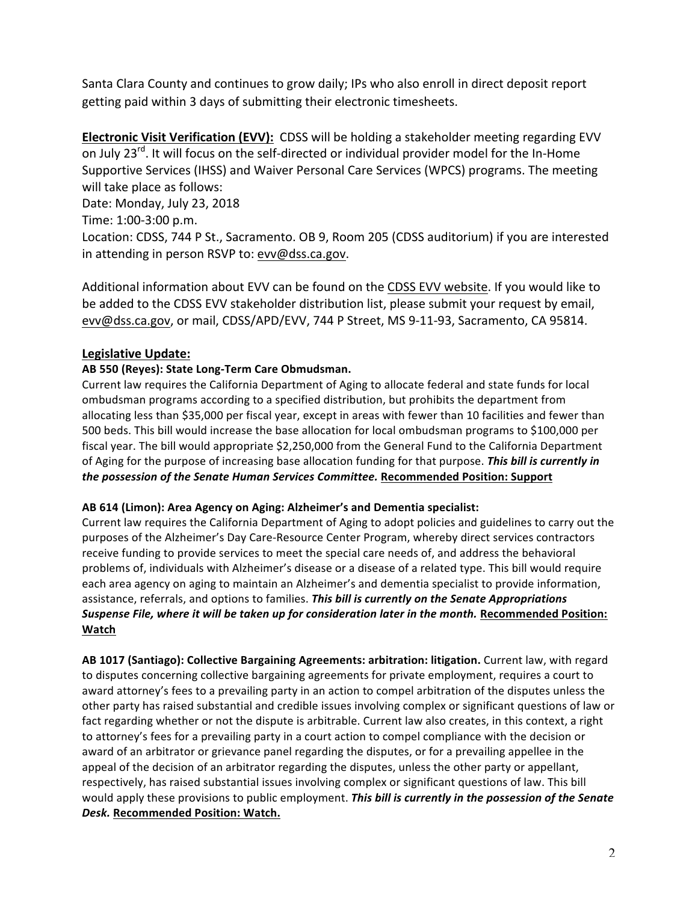Santa Clara County and continues to grow daily; IPs who also enroll in direct deposit report getting paid within 3 days of submitting their electronic timesheets.

**Electronic Visit Verification (EVV):** CDSS will be holding a stakeholder meeting regarding EVV on July 23rd. It will focus on the self-directed or individual provider model for the In-Home Supportive Services (IHSS) and Waiver Personal Care Services (WPCS) programs. The meeting will take place as follows:
Date: Monday, July 23, 2018
Time: 1:00-3:00 p.m.
Location: CDSS, 744 P St., Sacramento. OB 9, Room 205 (CDSS auditorium) if you are interested in attending in person RSVP to: evv@dss.ca.gov.

Additional information about EVV can be found on the CDSS EVV website. If you would like to be added to the CDSS EVV stakeholder distribution list, please submit your request by email, evv@dss.ca.gov, or mail, CDSS/APD/EVV, 744 P Street, MS 9-11-93, Sacramento, CA 95814.

## Legislative Update:

**AB 550 (Reyes): State Long-Term Care Obmudsman.**
Current law requires the California Department of Aging to allocate federal and state funds for local ombudsman programs according to a specified distribution, but prohibits the department from allocating less than $35,000 per fiscal year, except in areas with fewer than 10 facilities and fewer than 500 beds. This bill would increase the base allocation for local ombudsman programs to $100,000 per fiscal year. The bill would appropriate $2,250,000 from the General Fund to the California Department of Aging for the purpose of increasing base allocation funding for that purpose. ***This bill is currently in the possession of the Senate Human Services Committee.*** **Recommended Position: Support**

**AB 614 (Limon): Area Agency on Aging: Alzheimer's and Dementia specialist:**
Current law requires the California Department of Aging to adopt policies and guidelines to carry out the purposes of the Alzheimer's Day Care-Resource Center Program, whereby direct services contractors receive funding to provide services to meet the special care needs of, and address the behavioral problems of, individuals with Alzheimer's disease or a disease of a related type. This bill would require each area agency on aging to maintain an Alzheimer's and dementia specialist to provide information, assistance, referrals, and options to families. ***This bill is currently on the Senate Appropriations Suspense File, where it will be taken up for consideration later in the month.*** **Recommended Position: Watch**

**AB 1017 (Santiago): Collective Bargaining Agreements: arbitration: litigation.** Current law, with regard to disputes concerning collective bargaining agreements for private employment, requires a court to award attorney's fees to a prevailing party in an action to compel arbitration of the disputes unless the other party has raised substantial and credible issues involving complex or significant questions of law or fact regarding whether or not the dispute is arbitrable. Current law also creates, in this context, a right to attorney's fees for a prevailing party in a court action to compel compliance with the decision or award of an arbitrator or grievance panel regarding the disputes, or for a prevailing appellee in the appeal of the decision of an arbitrator regarding the disputes, unless the other party or appellant, respectively, has raised substantial issues involving complex or significant questions of law. This bill would apply these provisions to public employment. ***This bill is currently in the possession of the Senate Desk.*** **Recommended Position: Watch.**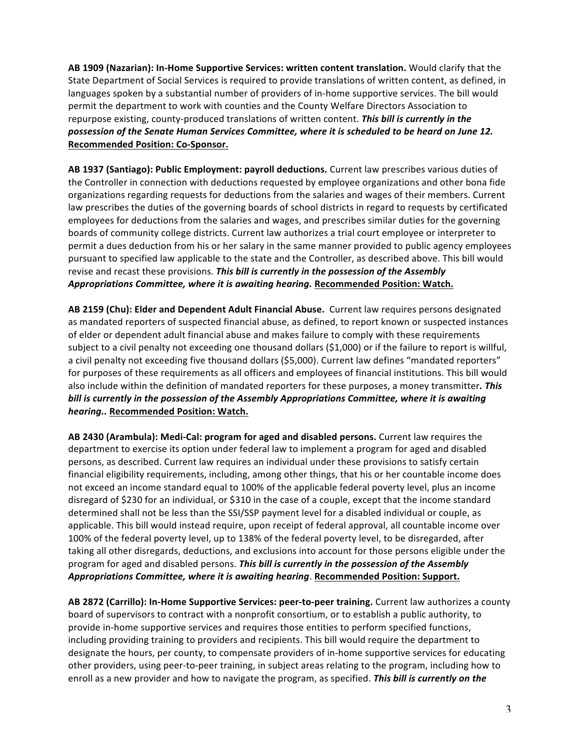**AB 1909 (Nazarian): In-Home Supportive Services: written content translation.** Would clarify that the State Department of Social Services is required to provide translations of written content, as defined, in languages spoken by a substantial number of providers of in-home supportive services. The bill would permit the department to work with counties and the County Welfare Directors Association to repurpose existing, county-produced translations of written content. ***This bill is currently in the possession of the Senate Human Services Committee, where it is scheduled to be heard on June 12.*** **<u>Recommended Position: Co-Sponsor.</u>**

**AB 1937 (Santiago): Public Employment: payroll deductions.** Current law prescribes various duties of the Controller in connection with deductions requested by employee organizations and other bona fide organizations regarding requests for deductions from the salaries and wages of their members. Current law prescribes the duties of the governing boards of school districts in regard to requests by certificated employees for deductions from the salaries and wages, and prescribes similar duties for the governing boards of community college districts. Current law authorizes a trial court employee or interpreter to permit a dues deduction from his or her salary in the same manner provided to public agency employees pursuant to specified law applicable to the state and the Controller, as described above. This bill would revise and recast these provisions. ***This bill is currently in the possession of the Assembly Appropriations Committee, where it is awaiting hearing.*** **<u>Recommended Position: Watch.</u>**

**AB 2159 (Chu): Elder and Dependent Adult Financial Abuse.** Current law requires persons designated as mandated reporters of suspected financial abuse, as defined, to report known or suspected instances of elder or dependent adult financial abuse and makes failure to comply with these requirements subject to a civil penalty not exceeding one thousand dollars ($1,000) or if the failure to report is willful, a civil penalty not exceeding five thousand dollars ($5,000). Current law defines "mandated reporters" for purposes of these requirements as all officers and employees of financial institutions. This bill would also include within the definition of mandated reporters for these purposes, a money transmitter***. This bill is currently in the possession of the Assembly Appropriations Committee, where it is awaiting hearing..*** **<u>Recommended Position: Watch.</u>**

**AB 2430 (Arambula): Medi-Cal: program for aged and disabled persons.** Current law requires the department to exercise its option under federal law to implement a program for aged and disabled persons, as described. Current law requires an individual under these provisions to satisfy certain financial eligibility requirements, including, among other things, that his or her countable income does not exceed an income standard equal to 100% of the applicable federal poverty level, plus an income disregard of $230 for an individual, or $310 in the case of a couple, except that the income standard determined shall not be less than the SSI/SSP payment level for a disabled individual or couple, as applicable. This bill would instead require, upon receipt of federal approval, all countable income over 100% of the federal poverty level, up to 138% of the federal poverty level, to be disregarded, after taking all other disregards, deductions, and exclusions into account for those persons eligible under the program for aged and disabled persons. ***This bill is currently in the possession of the Assembly Appropriations Committee, where it is awaiting hearing***. **<u>Recommended Position: Support.</u>**

**AB 2872 (Carrillo): In-Home Supportive Services: peer-to-peer training.** Current law authorizes a county board of supervisors to contract with a nonprofit consortium, or to establish a public authority, to provide in-home supportive services and requires those entities to perform specified functions, including providing training to providers and recipients. This bill would require the department to designate the hours, per county, to compensate providers of in-home supportive services for educating other providers, using peer-to-peer training, in subject areas relating to the program, including how to enroll as a new provider and how to navigate the program, as specified. ***This bill is currently on the***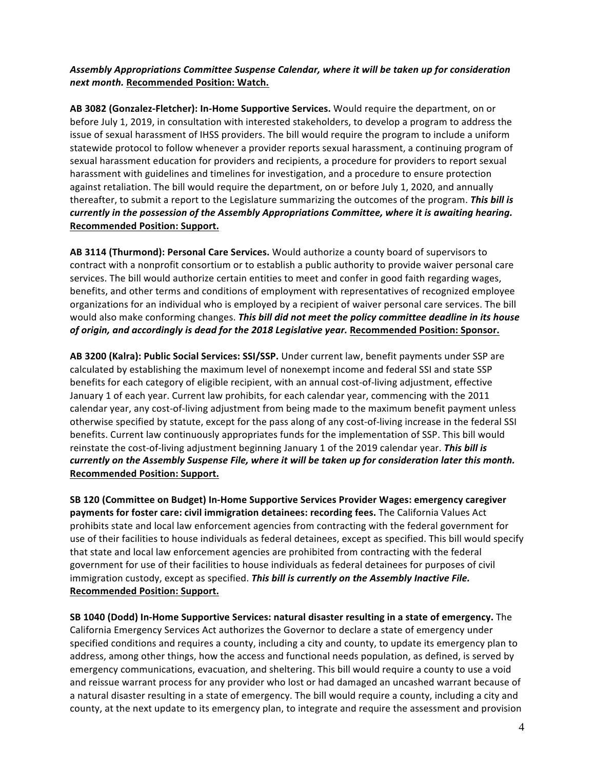***Assembly Appropriations Committee Suspense Calendar, where it will be taken up for consideration next month.*** **Recommended Position: Watch.**

**AB 3082 (Gonzalez-Fletcher): In-Home Supportive Services.** Would require the department, on or before July 1, 2019, in consultation with interested stakeholders, to develop a program to address the issue of sexual harassment of IHSS providers. The bill would require the program to include a uniform statewide protocol to follow whenever a provider reports sexual harassment, a continuing program of sexual harassment education for providers and recipients, a procedure for providers to report sexual harassment with guidelines and timelines for investigation, and a procedure to ensure protection against retaliation. The bill would require the department, on or before July 1, 2020, and annually thereafter, to submit a report to the Legislature summarizing the outcomes of the program. ***This bill is currently in the possession of the Assembly Appropriations Committee, where it is awaiting hearing.*** **Recommended Position: Support.**

**AB 3114 (Thurmond): Personal Care Services.** Would authorize a county board of supervisors to contract with a nonprofit consortium or to establish a public authority to provide waiver personal care services. The bill would authorize certain entities to meet and confer in good faith regarding wages, benefits, and other terms and conditions of employment with representatives of recognized employee organizations for an individual who is employed by a recipient of waiver personal care services. The bill would also make conforming changes. ***This bill did not meet the policy committee deadline in its house of origin, and accordingly is dead for the 2018 Legislative year.*** **Recommended Position: Sponsor.**

**AB 3200 (Kalra): Public Social Services: SSI/SSP.** Under current law, benefit payments under SSP are calculated by establishing the maximum level of nonexempt income and federal SSI and state SSP benefits for each category of eligible recipient, with an annual cost-of-living adjustment, effective January 1 of each year. Current law prohibits, for each calendar year, commencing with the 2011 calendar year, any cost-of-living adjustment from being made to the maximum benefit payment unless otherwise specified by statute, except for the pass along of any cost-of-living increase in the federal SSI benefits. Current law continuously appropriates funds for the implementation of SSP. This bill would reinstate the cost-of-living adjustment beginning January 1 of the 2019 calendar year. ***This bill is currently on the Assembly Suspense File, where it will be taken up for consideration later this month.*** **Recommended Position: Support.**

**SB 120 (Committee on Budget) In-Home Supportive Services Provider Wages: emergency caregiver payments for foster care: civil immigration detainees: recording fees.** The California Values Act prohibits state and local law enforcement agencies from contracting with the federal government for use of their facilities to house individuals as federal detainees, except as specified. This bill would specify that state and local law enforcement agencies are prohibited from contracting with the federal government for use of their facilities to house individuals as federal detainees for purposes of civil immigration custody, except as specified. ***This bill is currently on the Assembly Inactive File.*** **Recommended Position: Support.**

**SB 1040 (Dodd) In-Home Supportive Services: natural disaster resulting in a state of emergency.** The California Emergency Services Act authorizes the Governor to declare a state of emergency under specified conditions and requires a county, including a city and county, to update its emergency plan to address, among other things, how the access and functional needs population, as defined, is served by emergency communications, evacuation, and sheltering. This bill would require a county to use a void and reissue warrant process for any provider who lost or had damaged an uncashed warrant because of a natural disaster resulting in a state of emergency. The bill would require a county, including a city and county, at the next update to its emergency plan, to integrate and require the assessment and provision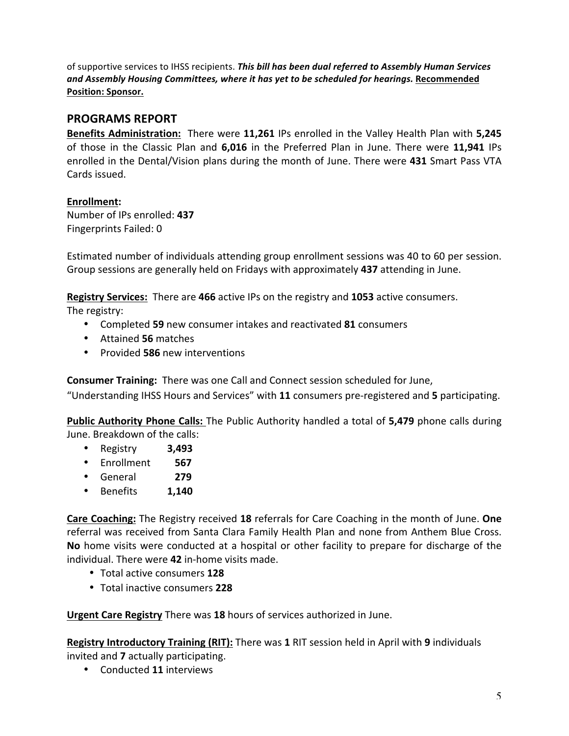of supportive services to IHSS recipients. ***This bill has been dual referred to Assembly Human Services and Assembly Housing Committees, where it has yet to be scheduled for hearings.*** **Recommended Position: Sponsor.**

## PROGRAMS REPORT

**Benefits Administration:** There were **11,261** IPs enrolled in the Valley Health Plan with **5,245** of those in the Classic Plan and **6,016** in the Preferred Plan in June. There were **11,941** IPs enrolled in the Dental/Vision plans during the month of June. There were **431** Smart Pass VTA Cards issued.

**Enrollment:**
Number of IPs enrolled: **437**
Fingerprints Failed: 0

Estimated number of individuals attending group enrollment sessions was 40 to 60 per session. Group sessions are generally held on Fridays with approximately **437** attending in June.

**Registry Services:** There are **466** active IPs on the registry and **1053** active consumers.
The registry:

- Completed **59** new consumer intakes and reactivated **81** consumers
- Attained **56** matches
- Provided **586** new interventions

**Consumer Training:** There was one Call and Connect session scheduled for June, "Understanding IHSS Hours and Services" with **11** consumers pre-registered and **5** participating.

**Public Authority Phone Calls:** The Public Authority handled a total of **5,479** phone calls during June. Breakdown of the calls:

- Registry **3,493**
- Enrollment **567**
- General **279**
- Benefits **1,140**

**Care Coaching:** The Registry received **18** referrals for Care Coaching in the month of June. **One** referral was received from Santa Clara Family Health Plan and none from Anthem Blue Cross. **No** home visits were conducted at a hospital or other facility to prepare for discharge of the individual. There were **42** in-home visits made.

- Total active consumers **128**
- Total inactive consumers **228**

**Urgent Care Registry** There was **18** hours of services authorized in June.

**Registry Introductory Training (RIT):** There was **1** RIT session held in April with **9** individuals invited and **7** actually participating.

- Conducted **11** interviews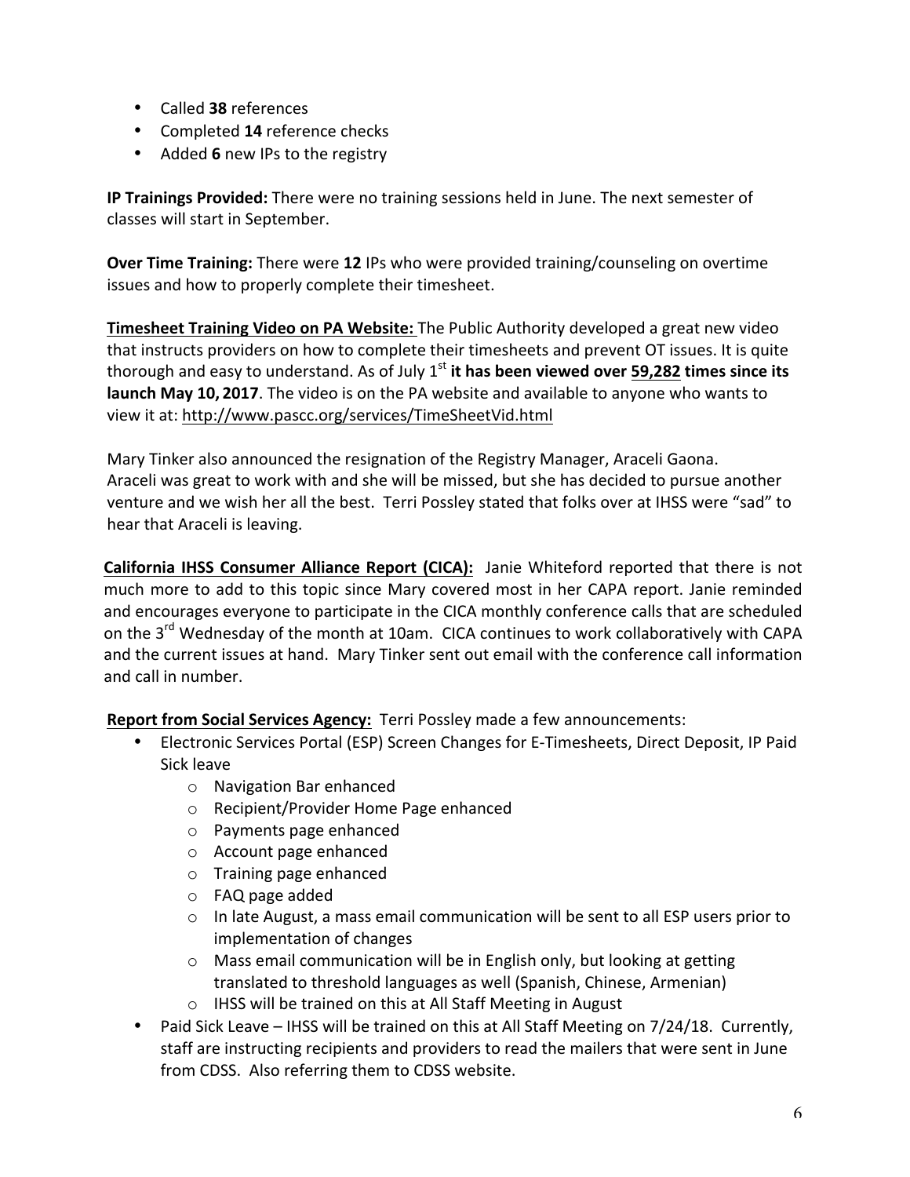- Called **38** references
- Completed **14** reference checks
- Added **6** new IPs to the registry

**IP Trainings Provided:** There were no training sessions held in June. The next semester of classes will start in September.

**Over Time Training:** There were **12** IPs who were provided training/counseling on overtime issues and how to properly complete their timesheet.

**Timesheet Training Video on PA Website:** The Public Authority developed a great new video that instructs providers on how to complete their timesheets and prevent OT issues. It is quite thorough and easy to understand. As of July 1st **it has been viewed over 59,282 times since its launch May 10, 2017**. The video is on the PA website and available to anyone who wants to view it at: http://www.pascc.org/services/TimeSheetVid.html

Mary Tinker also announced the resignation of the Registry Manager, Araceli Gaona. Araceli was great to work with and she will be missed, but she has decided to pursue another venture and we wish her all the best. Terri Possley stated that folks over at IHSS were "sad" to hear that Araceli is leaving.

**California IHSS Consumer Alliance Report (CICA):** Janie Whiteford reported that there is not much more to add to this topic since Mary covered most in her CAPA report. Janie reminded and encourages everyone to participate in the CICA monthly conference calls that are scheduled on the 3rd Wednesday of the month at 10am. CICA continues to work collaboratively with CAPA and the current issues at hand. Mary Tinker sent out email with the conference call information and call in number.

**Report from Social Services Agency:** Terri Possley made a few announcements:

- Electronic Services Portal (ESP) Screen Changes for E-Timesheets, Direct Deposit, IP Paid Sick leave
  - Navigation Bar enhanced
  - Recipient/Provider Home Page enhanced
  - Payments page enhanced
  - Account page enhanced
  - Training page enhanced
  - FAQ page added
  - In late August, a mass email communication will be sent to all ESP users prior to implementation of changes
  - Mass email communication will be in English only, but looking at getting translated to threshold languages as well (Spanish, Chinese, Armenian)
  - IHSS will be trained on this at All Staff Meeting in August
- Paid Sick Leave – IHSS will be trained on this at All Staff Meeting on 7/24/18. Currently, staff are instructing recipients and providers to read the mailers that were sent in June from CDSS. Also referring them to CDSS website.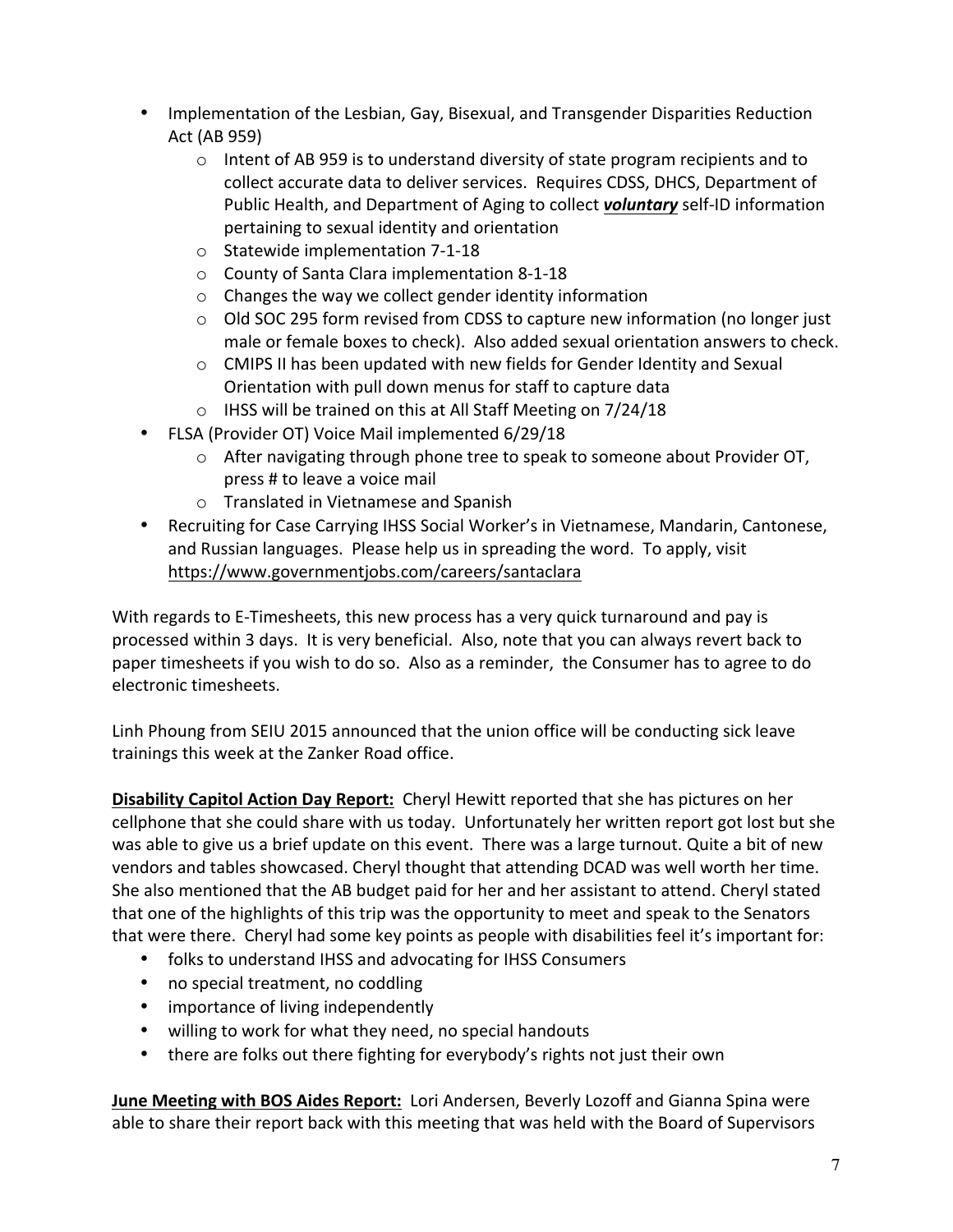- Implementation of the Lesbian, Gay, Bisexual, and Transgender Disparities Reduction Act (AB 959)
  - Intent of AB 959 is to understand diversity of state program recipients and to collect accurate data to deliver services. Requires CDSS, DHCS, Department of Public Health, and Department of Aging to collect ***voluntary*** self-ID information pertaining to sexual identity and orientation
  - Statewide implementation 7-1-18
  - County of Santa Clara implementation 8-1-18
  - Changes the way we collect gender identity information
  - Old SOC 295 form revised from CDSS to capture new information (no longer just male or female boxes to check). Also added sexual orientation answers to check.
  - CMIPS II has been updated with new fields for Gender Identity and Sexual Orientation with pull down menus for staff to capture data
  - IHSS will be trained on this at All Staff Meeting on 7/24/18
- FLSA (Provider OT) Voice Mail implemented 6/29/18
  - After navigating through phone tree to speak to someone about Provider OT, press # to leave a voice mail
  - Translated in Vietnamese and Spanish
- Recruiting for Case Carrying IHSS Social Worker's in Vietnamese, Mandarin, Cantonese, and Russian languages. Please help us in spreading the word. To apply, visit https://www.governmentjobs.com/careers/santaclara

With regards to E-Timesheets, this new process has a very quick turnaround and pay is processed within 3 days. It is very beneficial. Also, note that you can always revert back to paper timesheets if you wish to do so. Also as a reminder, the Consumer has to agree to do electronic timesheets.

Linh Phoung from SEIU 2015 announced that the union office will be conducting sick leave trainings this week at the Zanker Road office.

**Disability Capitol Action Day Report:** Cheryl Hewitt reported that she has pictures on her cellphone that she could share with us today. Unfortunately her written report got lost but she was able to give us a brief update on this event. There was a large turnout. Quite a bit of new vendors and tables showcased. Cheryl thought that attending DCAD was well worth her time. She also mentioned that the AB budget paid for her and her assistant to attend. Cheryl stated that one of the highlights of this trip was the opportunity to meet and speak to the Senators that were there. Cheryl had some key points as people with disabilities feel it's important for:

- folks to understand IHSS and advocating for IHSS Consumers
- no special treatment, no coddling
- importance of living independently
- willing to work for what they need, no special handouts
- there are folks out there fighting for everybody's rights not just their own

**June Meeting with BOS Aides Report:** Lori Andersen, Beverly Lozoff and Gianna Spina were able to share their report back with this meeting that was held with the Board of Supervisors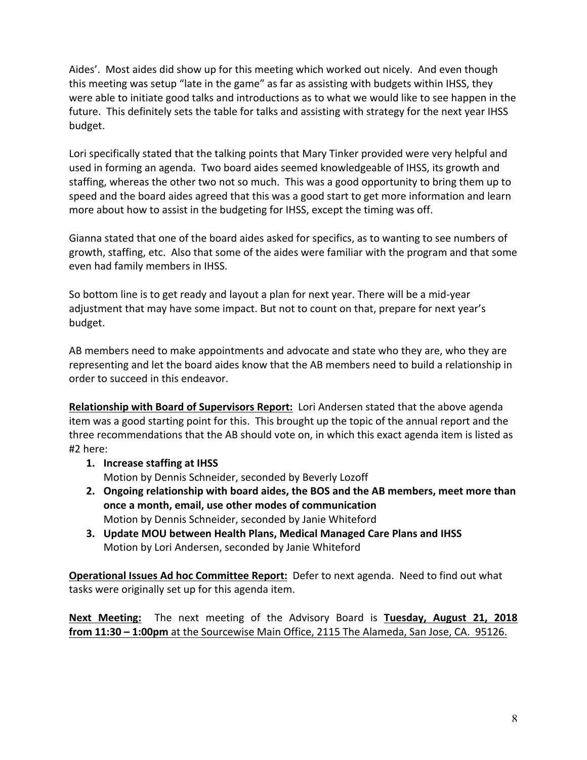Aides'. Most aides did show up for this meeting which worked out nicely. And even though this meeting was setup "late in the game" as far as assisting with budgets within IHSS, they were able to initiate good talks and introductions as to what we would like to see happen in the future. This definitely sets the table for talks and assisting with strategy for the next year IHSS budget.

Lori specifically stated that the talking points that Mary Tinker provided were very helpful and used in forming an agenda. Two board aides seemed knowledgeable of IHSS, its growth and staffing, whereas the other two not so much. This was a good opportunity to bring them up to speed and the board aides agreed that this was a good start to get more information and learn more about how to assist in the budgeting for IHSS, except the timing was off.

Gianna stated that one of the board aides asked for specifics, as to wanting to see numbers of growth, staffing, etc. Also that some of the aides were familiar with the program and that some even had family members in IHSS.

So bottom line is to get ready and layout a plan for next year. There will be a mid-year adjustment that may have some impact. But not to count on that, prepare for next year's budget.

AB members need to make appointments and advocate and state who they are, who they are representing and let the board aides know that the AB members need to build a relationship in order to succeed in this endeavor.

**<u>Relationship with Board of Supervisors Report:</u>** Lori Andersen stated that the above agenda item was a good starting point for this. This brought up the topic of the annual report and the three recommendations that the AB should vote on, in which this exact agenda item is listed as #2 here:

1. **Increase staffing at IHSS**
   Motion by Dennis Schneider, seconded by Beverly Lozoff
2. **Ongoing relationship with board aides, the BOS and the AB members, meet more than once a month, email, use other modes of communication**
   Motion by Dennis Schneider, seconded by Janie Whiteford
3. **Update MOU between Health Plans, Medical Managed Care Plans and IHSS**
   Motion by Lori Andersen, seconded by Janie Whiteford

**<u>Operational Issues Ad hoc Committee Report:</u>** Defer to next agenda. Need to find out what tasks were originally set up for this agenda item.

**<u>Next Meeting:</u>** The next meeting of the Advisory Board is **<u>Tuesday, August 21, 2018 from 11:30 – 1:00pm</u>** <u>at the Sourcewise Main Office, 2115 The Alameda, San Jose, CA. 95126.</u>